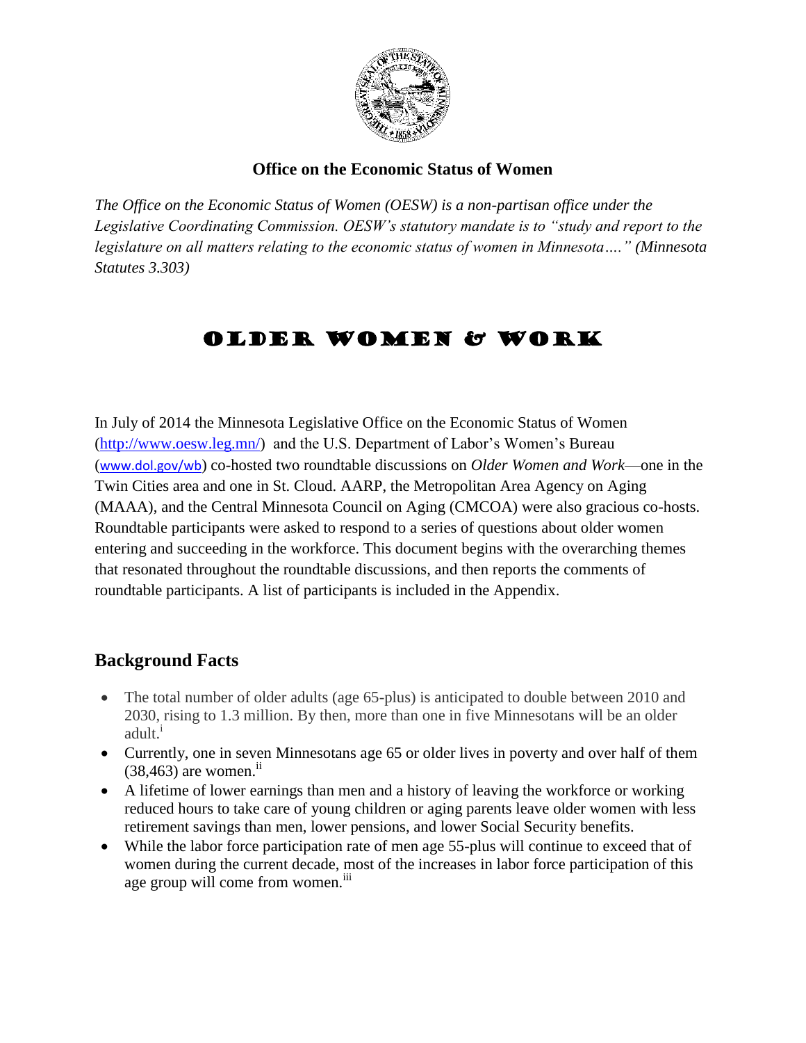**Office on the Economic Status of Women**

*The Office on the Economic Status of Women (OESW) is a non-partisan office under the Legislative Coordinating Commission. OESW's statutory mandate is to "study and report to the legislature on all matters relating to the economic status of women in Minnesota…." (Minnesota Statutes 3.303)*

# Older Women & Work

In July of 2014 the Minnesota Legislative Office on the Economic Status of Women (http://www.oesw.leg.mn/) and the U.S. Department of Labor's Women's Bureau (www.dol.gov/wb) co-hosted two roundtable discussions on *Older Women and Work*—one in the Twin Cities area and one in St. Cloud. AARP, the Metropolitan Area Agency on Aging (MAAA), and the Central Minnesota Council on Aging (CMCOA) were also gracious co-hosts. Roundtable participants were asked to respond to a series of questions about older women entering and succeeding in the workforce. This document begins with the overarching themes that resonated throughout the roundtable discussions, and then reports the comments of roundtable participants. A list of participants is included in the Appendix.

## Background Facts

- The total number of older adults (age 65-plus) is anticipated to double between 2010 and 2030, rising to 1.3 million. By then, more than one in five Minnesotans will be an older adult.[i]
- Currently, one in seven Minnesotans age 65 or older lives in poverty and over half of them (38,463) are women.[ii]
- A lifetime of lower earnings than men and a history of leaving the workforce or working reduced hours to take care of young children or aging parents leave older women with less retirement savings than men, lower pensions, and lower Social Security benefits.
- While the labor force participation rate of men age 55-plus will continue to exceed that of women during the current decade, most of the increases in labor force participation of this age group will come from women.[iii]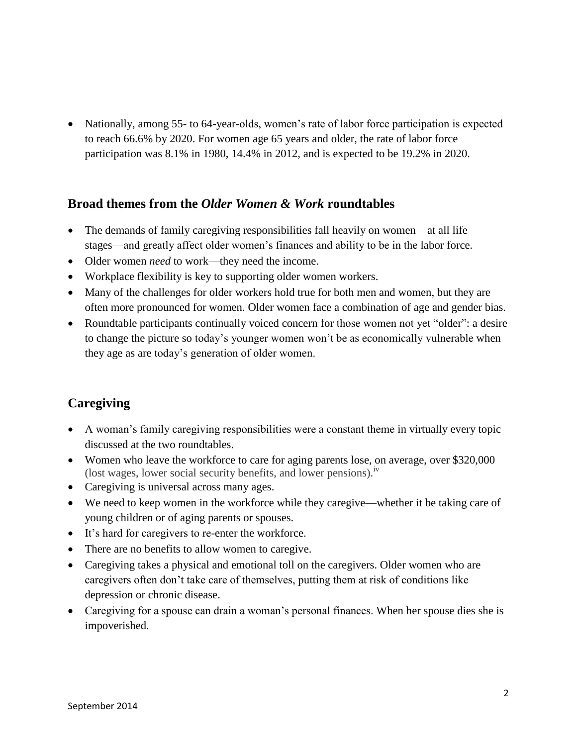- Nationally, among 55- to 64-year-olds, women's rate of labor force participation is expected to reach 66.6% by 2020. For women age 65 years and older, the rate of labor force participation was 8.1% in 1980, 14.4% in 2012, and is expected to be 19.2% in 2020.

## Broad themes from the *Older Women & Work* roundtables

- The demands of family caregiving responsibilities fall heavily on women—at all life stages—and greatly affect older women's finances and ability to be in the labor force.
- Older women *need* to work—they need the income.
- Workplace flexibility is key to supporting older women workers.
- Many of the challenges for older workers hold true for both men and women, but they are often more pronounced for women. Older women face a combination of age and gender bias.
- Roundtable participants continually voiced concern for those women not yet "older": a desire to change the picture so today's younger women won't be as economically vulnerable when they age as are today's generation of older women.

## Caregiving

- A woman's family caregiving responsibilities were a constant theme in virtually every topic discussed at the two roundtables.
- Women who leave the workforce to care for aging parents lose, on average, over $320,000 (lost wages, lower social security benefits, and lower pensions).[iv]
- Caregiving is universal across many ages.
- We need to keep women in the workforce while they caregive—whether it be taking care of young children or of aging parents or spouses.
- It's hard for caregivers to re-enter the workforce.
- There are no benefits to allow women to caregive.
- Caregiving takes a physical and emotional toll on the caregivers. Older women who are caregivers often don't take care of themselves, putting them at risk of conditions like depression or chronic disease.
- Caregiving for a spouse can drain a woman's personal finances. When her spouse dies she is impoverished.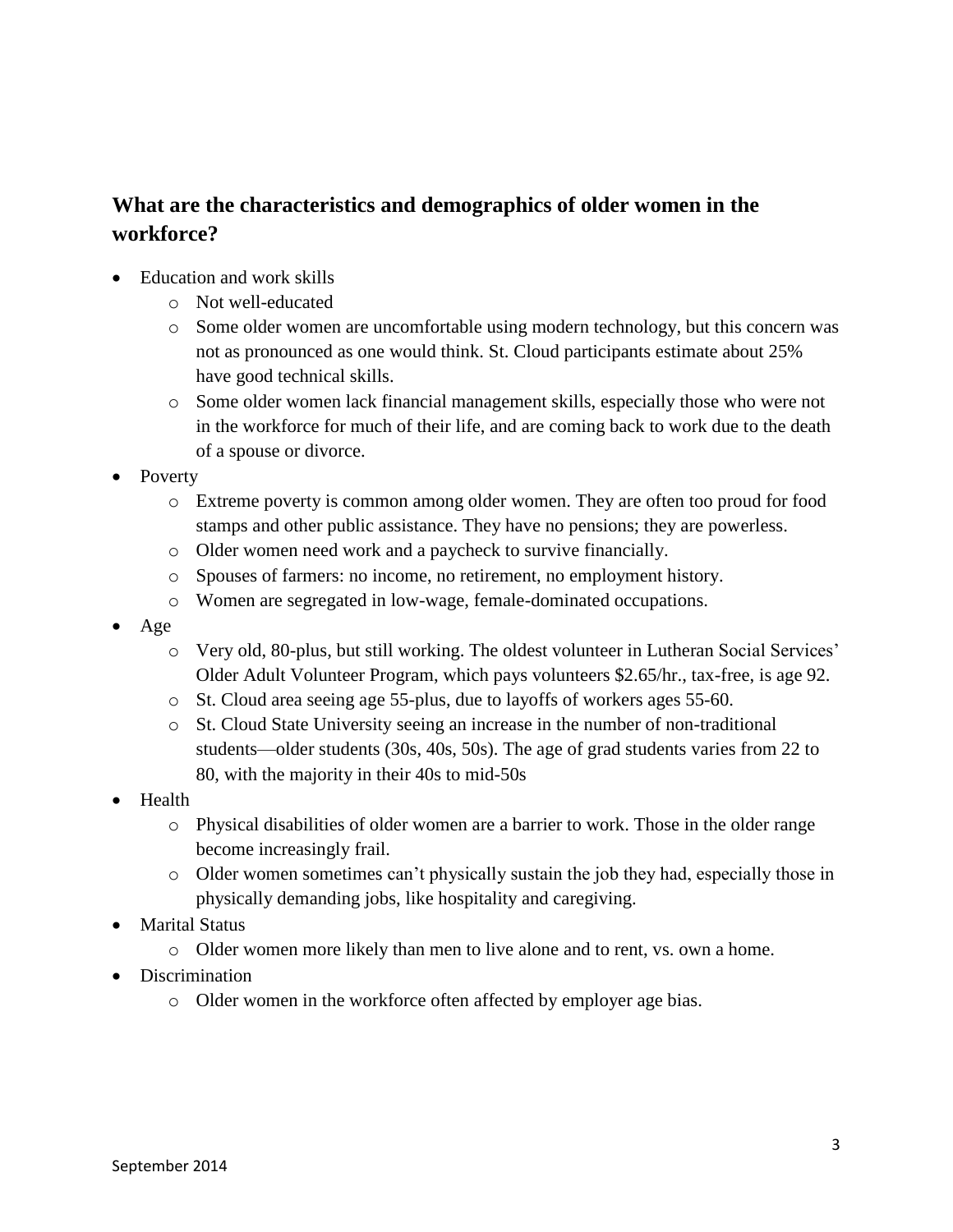## What are the characteristics and demographics of older women in the workforce?

- Education and work skills
  - Not well-educated
  - Some older women are uncomfortable using modern technology, but this concern was not as pronounced as one would think. St. Cloud participants estimate about 25% have good technical skills.
  - Some older women lack financial management skills, especially those who were not in the workforce for much of their life, and are coming back to work due to the death of a spouse or divorce.
- Poverty
  - Extreme poverty is common among older women. They are often too proud for food stamps and other public assistance. They have no pensions; they are powerless.
  - Older women need work and a paycheck to survive financially.
  - Spouses of farmers: no income, no retirement, no employment history.
  - Women are segregated in low-wage, female-dominated occupations.
- Age
  - Very old, 80-plus, but still working. The oldest volunteer in Lutheran Social Services' Older Adult Volunteer Program, which pays volunteers $2.65/hr., tax-free, is age 92.
  - St. Cloud area seeing age 55-plus, due to layoffs of workers ages 55-60.
  - St. Cloud State University seeing an increase in the number of non-traditional students—older students (30s, 40s, 50s). The age of grad students varies from 22 to 80, with the majority in their 40s to mid-50s
- Health
  - Physical disabilities of older women are a barrier to work. Those in the older range become increasingly frail.
  - Older women sometimes can't physically sustain the job they had, especially those in physically demanding jobs, like hospitality and caregiving.
- Marital Status
  - Older women more likely than men to live alone and to rent, vs. own a home.
- Discrimination
  - Older women in the workforce often affected by employer age bias.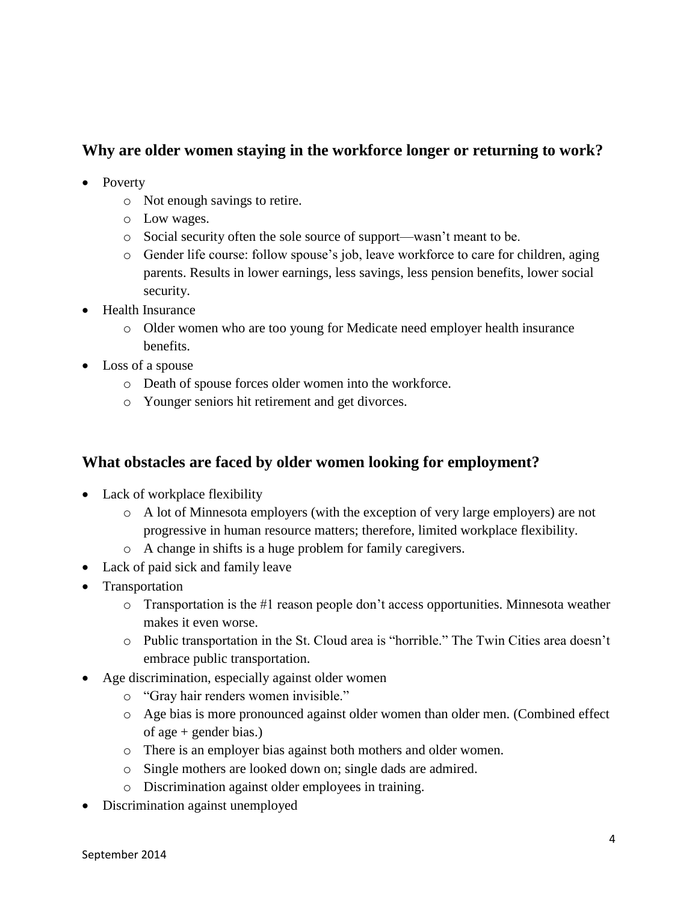## Why are older women staying in the workforce longer or returning to work?

- Poverty
  - Not enough savings to retire.
  - Low wages.
  - Social security often the sole source of support—wasn't meant to be.
  - Gender life course: follow spouse's job, leave workforce to care for children, aging parents. Results in lower earnings, less savings, less pension benefits, lower social security.
- Health Insurance
  - Older women who are too young for Medicate need employer health insurance benefits.
- Loss of a spouse
  - Death of spouse forces older women into the workforce.
  - Younger seniors hit retirement and get divorces.

## What obstacles are faced by older women looking for employment?

- Lack of workplace flexibility
  - A lot of Minnesota employers (with the exception of very large employers) are not progressive in human resource matters; therefore, limited workplace flexibility.
  - A change in shifts is a huge problem for family caregivers.
- Lack of paid sick and family leave
- Transportation
  - Transportation is the #1 reason people don't access opportunities. Minnesota weather makes it even worse.
  - Public transportation in the St. Cloud area is "horrible." The Twin Cities area doesn't embrace public transportation.
- Age discrimination, especially against older women
  - "Gray hair renders women invisible."
  - Age bias is more pronounced against older women than older men. (Combined effect of age + gender bias.)
  - There is an employer bias against both mothers and older women.
  - Single mothers are looked down on; single dads are admired.
  - Discrimination against older employees in training.
- Discrimination against unemployed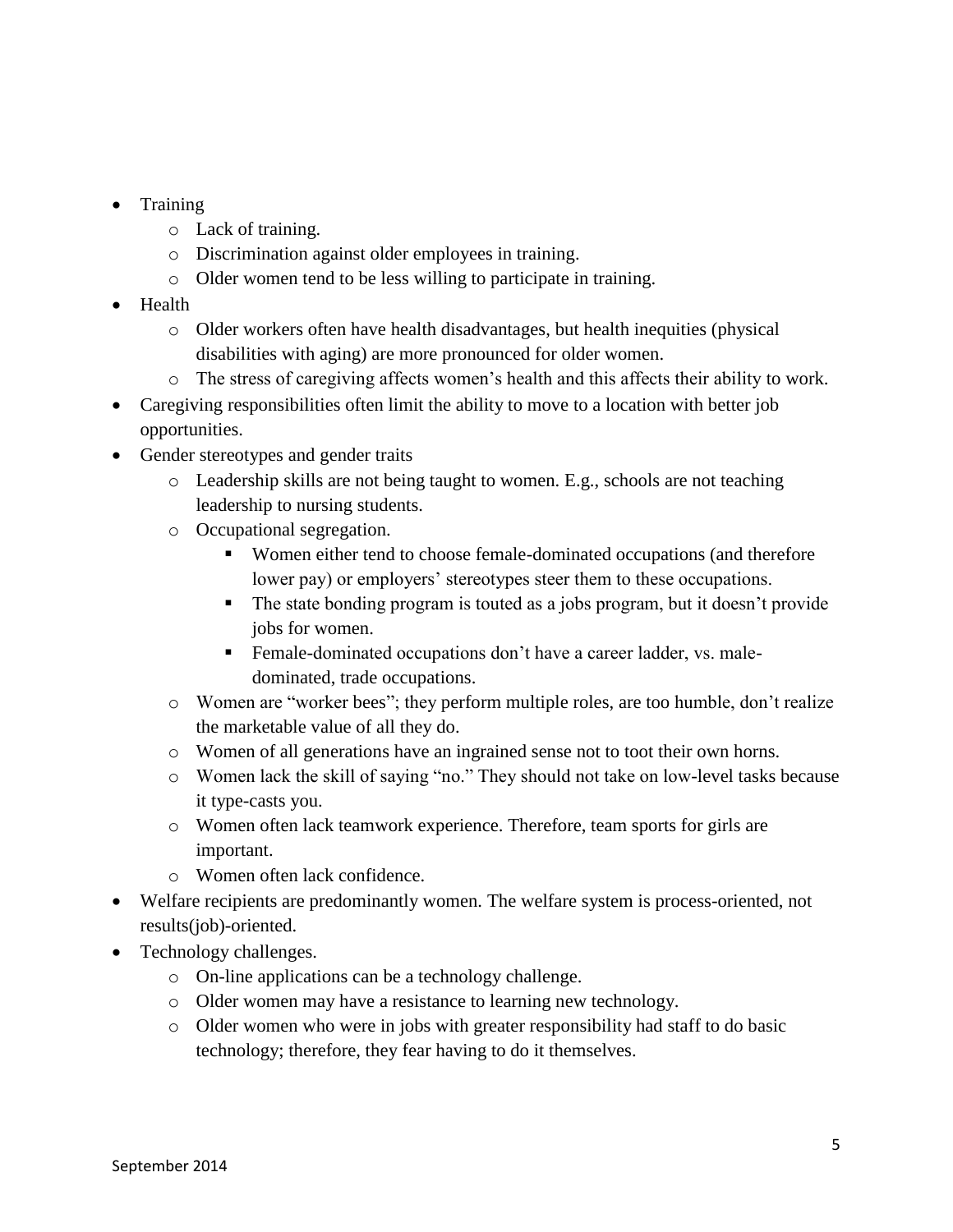- Training
    - Lack of training.
    - Discrimination against older employees in training.
    - Older women tend to be less willing to participate in training.
- Health
    - Older workers often have health disadvantages, but health inequities (physical disabilities with aging) are more pronounced for older women.
    - The stress of caregiving affects women's health and this affects their ability to work.
- Caregiving responsibilities often limit the ability to move to a location with better job opportunities.
- Gender stereotypes and gender traits
    - Leadership skills are not being taught to women. E.g., schools are not teaching leadership to nursing students.
    - Occupational segregation.
        - Women either tend to choose female-dominated occupations (and therefore lower pay) or employers' stereotypes steer them to these occupations.
        - The state bonding program is touted as a jobs program, but it doesn't provide jobs for women.
        - Female-dominated occupations don't have a career ladder, vs. male-dominated, trade occupations.
    - Women are "worker bees"; they perform multiple roles, are too humble, don't realize the marketable value of all they do.
    - Women of all generations have an ingrained sense not to toot their own horns.
    - Women lack the skill of saying "no." They should not take on low-level tasks because it type-casts you.
    - Women often lack teamwork experience. Therefore, team sports for girls are important.
    - Women often lack confidence.
- Welfare recipients are predominantly women. The welfare system is process-oriented, not results(job)-oriented.
- Technology challenges.
    - On-line applications can be a technology challenge.
    - Older women may have a resistance to learning new technology.
    - Older women who were in jobs with greater responsibility had staff to do basic technology; therefore, they fear having to do it themselves.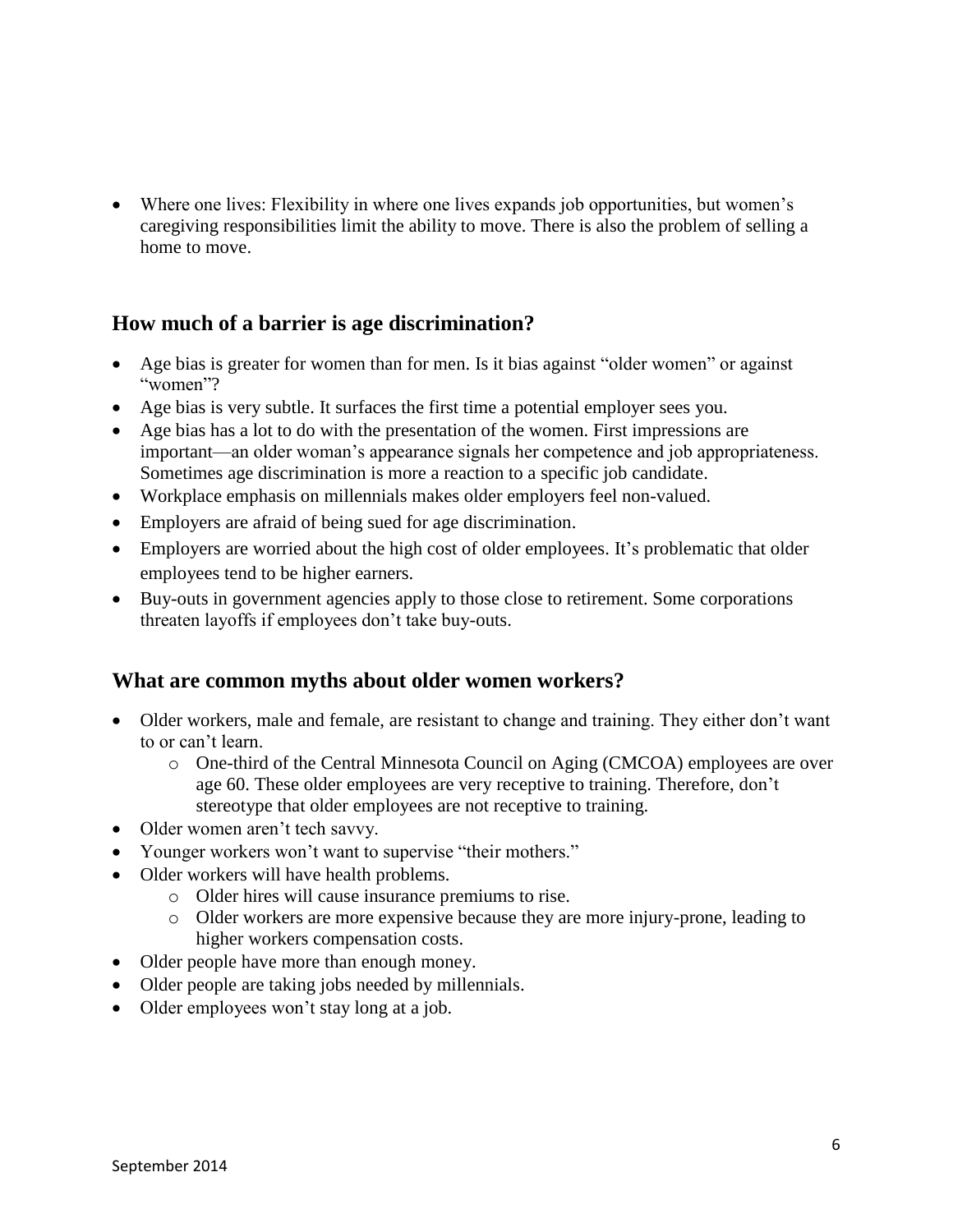- Where one lives: Flexibility in where one lives expands job opportunities, but women's caregiving responsibilities limit the ability to move. There is also the problem of selling a home to move.

## How much of a barrier is age discrimination?

- Age bias is greater for women than for men. Is it bias against "older women" or against "women"?
- Age bias is very subtle. It surfaces the first time a potential employer sees you.
- Age bias has a lot to do with the presentation of the women. First impressions are important—an older woman's appearance signals her competence and job appropriateness. Sometimes age discrimination is more a reaction to a specific job candidate.
- Workplace emphasis on millennials makes older employers feel non-valued.
- Employers are afraid of being sued for age discrimination.
- Employers are worried about the high cost of older employees. It's problematic that older employees tend to be higher earners.
- Buy-outs in government agencies apply to those close to retirement. Some corporations threaten layoffs if employees don't take buy-outs.

## What are common myths about older women workers?

- Older workers, male and female, are resistant to change and training. They either don't want to or can't learn.
  - One-third of the Central Minnesota Council on Aging (CMCOA) employees are over age 60. These older employees are very receptive to training. Therefore, don't stereotype that older employees are not receptive to training.
- Older women aren't tech savvy.
- Younger workers won't want to supervise "their mothers."
- Older workers will have health problems.
  - Older hires will cause insurance premiums to rise.
  - Older workers are more expensive because they are more injury-prone, leading to higher workers compensation costs.
- Older people have more than enough money.
- Older people are taking jobs needed by millennials.
- Older employees won't stay long at a job.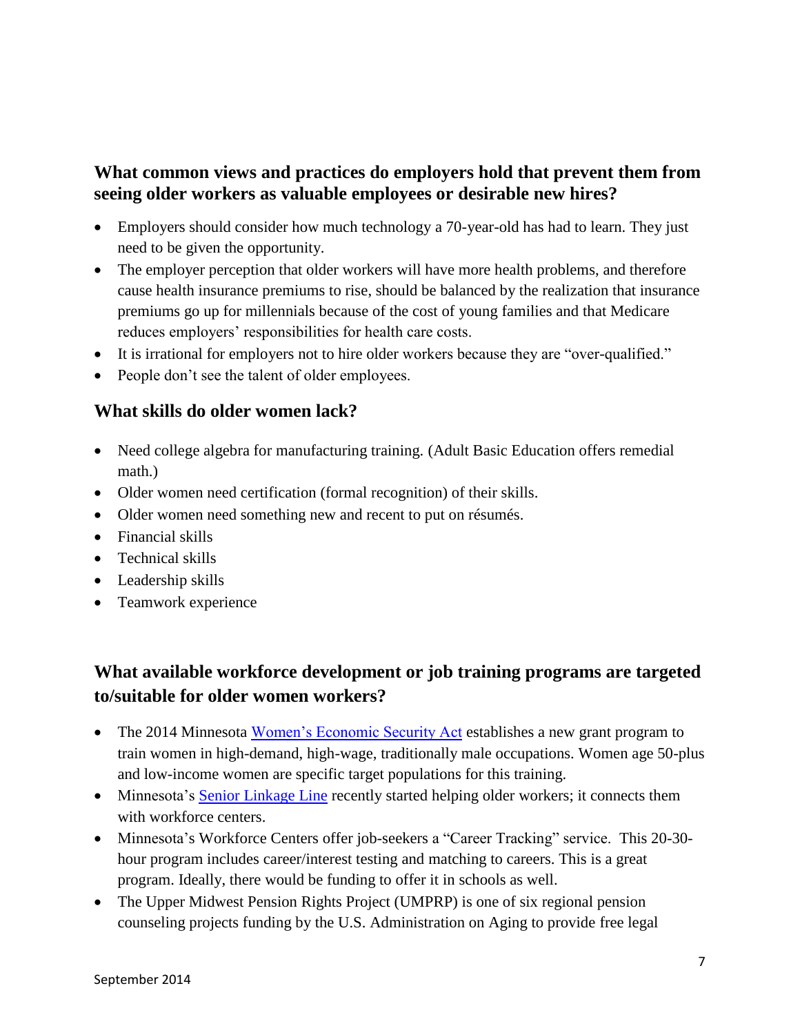### What common views and practices do employers hold that prevent them from seeing older workers as valuable employees or desirable new hires?

- Employers should consider how much technology a 70-year-old has had to learn. They just need to be given the opportunity.
- The employer perception that older workers will have more health problems, and therefore cause health insurance premiums to rise, should be balanced by the realization that insurance premiums go up for millennials because of the cost of young families and that Medicare reduces employers' responsibilities for health care costs.
- It is irrational for employers not to hire older workers because they are "over-qualified."
- People don't see the talent of older employees.

### What skills do older women lack?

- Need college algebra for manufacturing training. (Adult Basic Education offers remedial math.)
- Older women need certification (formal recognition) of their skills.
- Older women need something new and recent to put on résumés.
- Financial skills
- Technical skills
- Leadership skills
- Teamwork experience

### What available workforce development or job training programs are targeted to/suitable for older women workers?

- The 2014 Minnesota Women's Economic Security Act establishes a new grant program to train women in high-demand, high-wage, traditionally male occupations. Women age 50-plus and low-income women are specific target populations for this training.
- Minnesota's Senior Linkage Line recently started helping older workers; it connects them with workforce centers.
- Minnesota's Workforce Centers offer job-seekers a "Career Tracking" service. This 20-30-hour program includes career/interest testing and matching to careers. This is a great program. Ideally, there would be funding to offer it in schools as well.
- The Upper Midwest Pension Rights Project (UMPRP) is one of six regional pension counseling projects funding by the U.S. Administration on Aging to provide free legal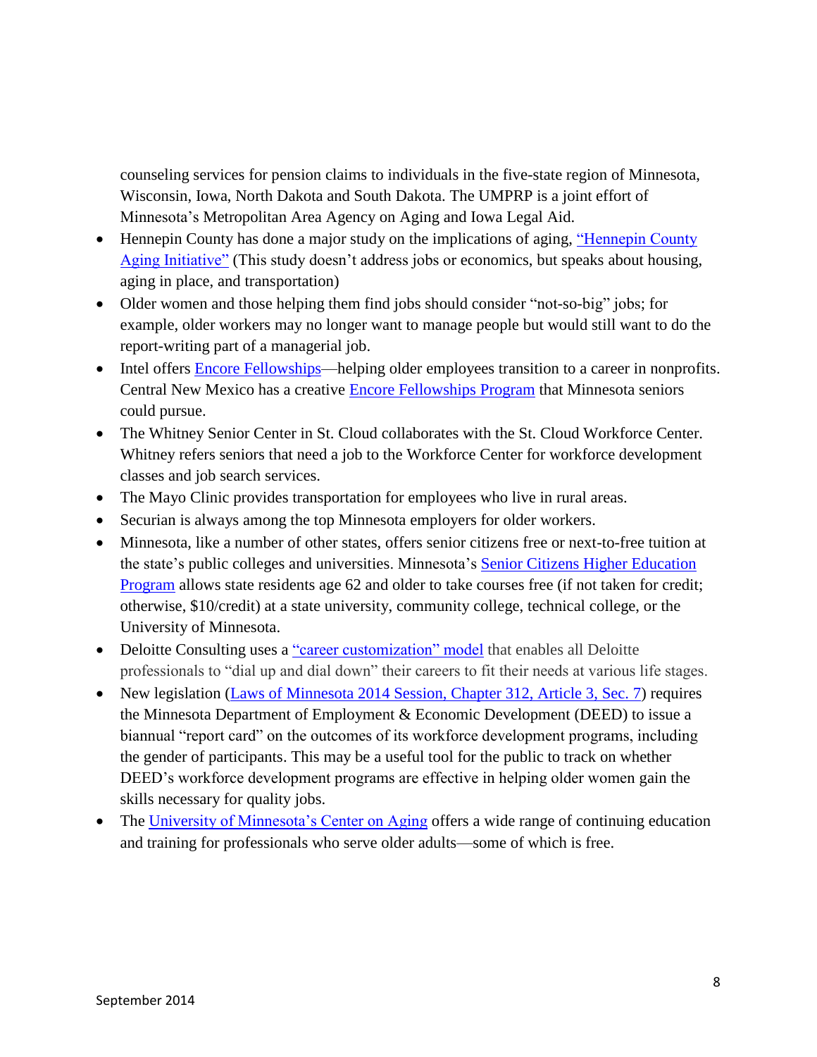counseling services for pension claims to individuals in the five-state region of Minnesota, Wisconsin, Iowa, North Dakota and South Dakota. The UMPRP is a joint effort of Minnesota's Metropolitan Area Agency on Aging and Iowa Legal Aid.

- Hennepin County has done a major study on the implications of aging, "Hennepin County Aging Initiative" (This study doesn't address jobs or economics, but speaks about housing, aging in place, and transportation)
- Older women and those helping them find jobs should consider "not-so-big" jobs; for example, older workers may no longer want to manage people but would still want to do the report-writing part of a managerial job.
- Intel offers Encore Fellowships—helping older employees transition to a career in nonprofits. Central New Mexico has a creative Encore Fellowships Program that Minnesota seniors could pursue.
- The Whitney Senior Center in St. Cloud collaborates with the St. Cloud Workforce Center. Whitney refers seniors that need a job to the Workforce Center for workforce development classes and job search services.
- The Mayo Clinic provides transportation for employees who live in rural areas.
- Securian is always among the top Minnesota employers for older workers.
- Minnesota, like a number of other states, offers senior citizens free or next-to-free tuition at the state's public colleges and universities. Minnesota's Senior Citizens Higher Education Program allows state residents age 62 and older to take courses free (if not taken for credit; otherwise, $10/credit) at a state university, community college, technical college, or the University of Minnesota.
- Deloitte Consulting uses a "career customization" model that enables all Deloitte professionals to "dial up and dial down" their careers to fit their needs at various life stages.
- New legislation (Laws of Minnesota 2014 Session, Chapter 312, Article 3, Sec. 7) requires the Minnesota Department of Employment & Economic Development (DEED) to issue a biannual "report card" on the outcomes of its workforce development programs, including the gender of participants. This may be a useful tool for the public to track on whether DEED's workforce development programs are effective in helping older women gain the skills necessary for quality jobs.
- The University of Minnesota's Center on Aging offers a wide range of continuing education and training for professionals who serve older adults—some of which is free.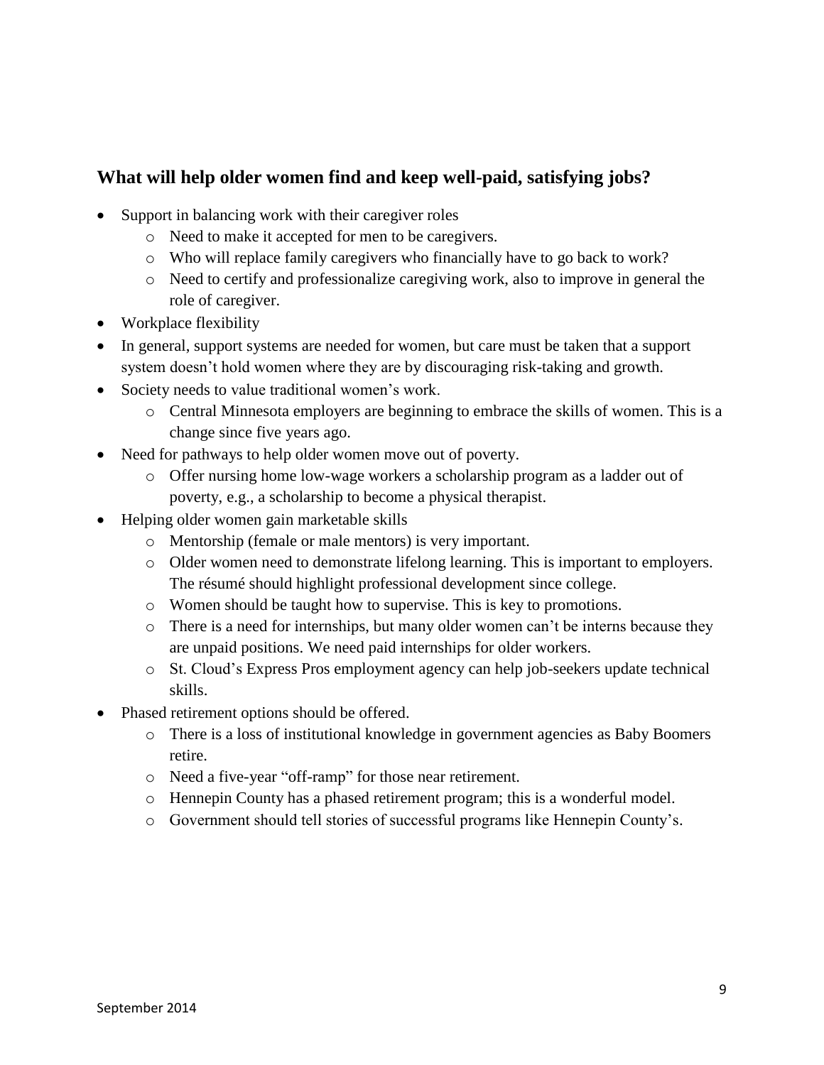## What will help older women find and keep well-paid, satisfying jobs?

- Support in balancing work with their caregiver roles
  - Need to make it accepted for men to be caregivers.
  - Who will replace family caregivers who financially have to go back to work?
  - Need to certify and professionalize caregiving work, also to improve in general the role of caregiver.
- Workplace flexibility
- In general, support systems are needed for women, but care must be taken that a support system doesn't hold women where they are by discouraging risk-taking and growth.
- Society needs to value traditional women's work.
  - Central Minnesota employers are beginning to embrace the skills of women. This is a change since five years ago.
- Need for pathways to help older women move out of poverty.
  - Offer nursing home low-wage workers a scholarship program as a ladder out of poverty, e.g., a scholarship to become a physical therapist.
- Helping older women gain marketable skills
  - Mentorship (female or male mentors) is very important.
  - Older women need to demonstrate lifelong learning. This is important to employers. The résumé should highlight professional development since college.
  - Women should be taught how to supervise. This is key to promotions.
  - There is a need for internships, but many older women can't be interns because they are unpaid positions. We need paid internships for older workers.
  - St. Cloud's Express Pros employment agency can help job-seekers update technical skills.
- Phased retirement options should be offered.
  - There is a loss of institutional knowledge in government agencies as Baby Boomers retire.
  - Need a five-year "off-ramp" for those near retirement.
  - Hennepin County has a phased retirement program; this is a wonderful model.
  - Government should tell stories of successful programs like Hennepin County's.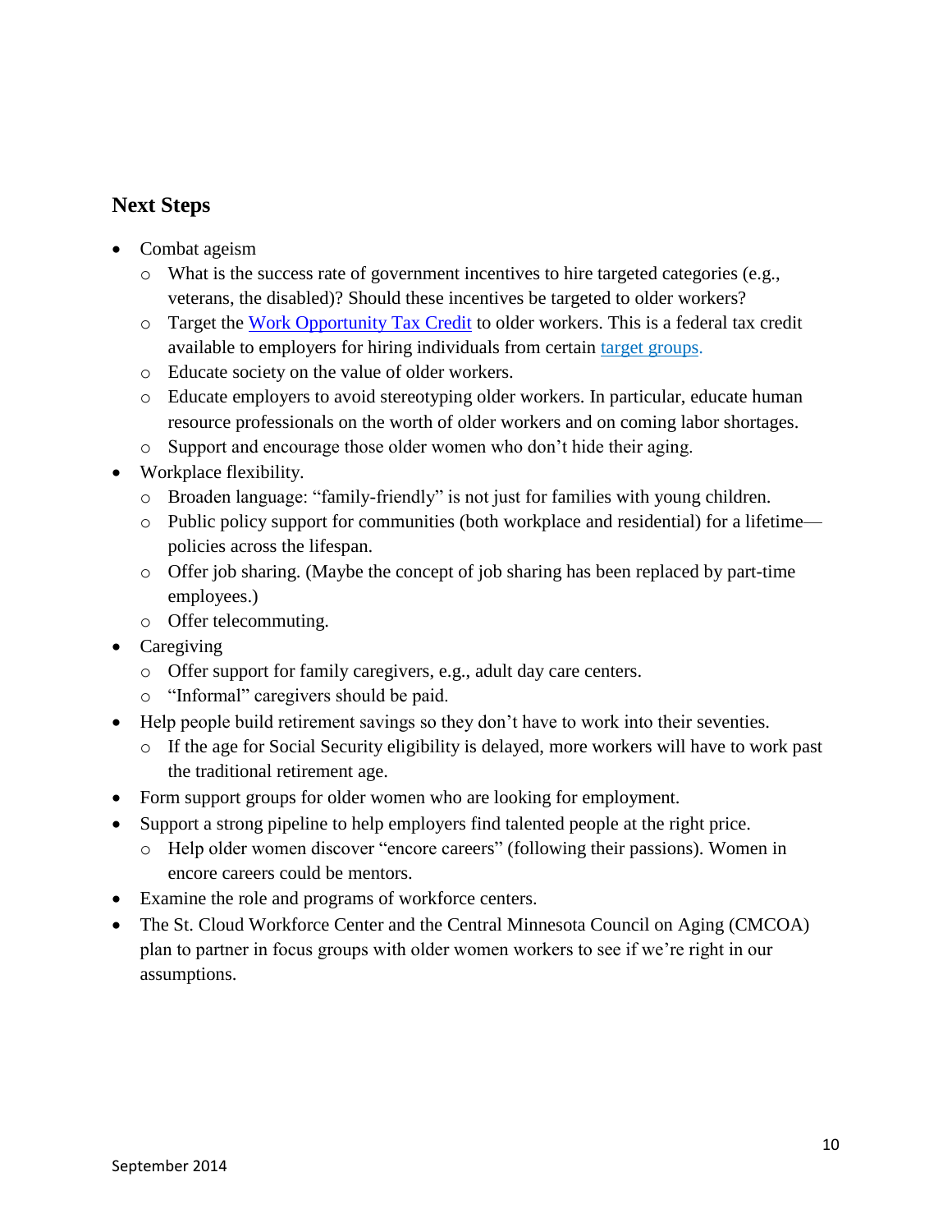## Next Steps

- Combat ageism
  - What is the success rate of government incentives to hire targeted categories (e.g., veterans, the disabled)? Should these incentives be targeted to older workers?
  - Target the Work Opportunity Tax Credit to older workers. This is a federal tax credit available to employers for hiring individuals from certain target groups.
  - Educate society on the value of older workers.
  - Educate employers to avoid stereotyping older workers. In particular, educate human resource professionals on the worth of older workers and on coming labor shortages.
  - Support and encourage those older women who don't hide their aging.
- Workplace flexibility.
  - Broaden language: "family-friendly" is not just for families with young children.
  - Public policy support for communities (both workplace and residential) for a lifetime—policies across the lifespan.
  - Offer job sharing. (Maybe the concept of job sharing has been replaced by part-time employees.)
  - Offer telecommuting.
- Caregiving
  - Offer support for family caregivers, e.g., adult day care centers.
  - "Informal" caregivers should be paid.
- Help people build retirement savings so they don't have to work into their seventies.
  - If the age for Social Security eligibility is delayed, more workers will have to work past the traditional retirement age.
- Form support groups for older women who are looking for employment.
- Support a strong pipeline to help employers find talented people at the right price.
  - Help older women discover "encore careers" (following their passions). Women in encore careers could be mentors.
- Examine the role and programs of workforce centers.
- The St. Cloud Workforce Center and the Central Minnesota Council on Aging (CMCOA) plan to partner in focus groups with older women workers to see if we're right in our assumptions.

September 2014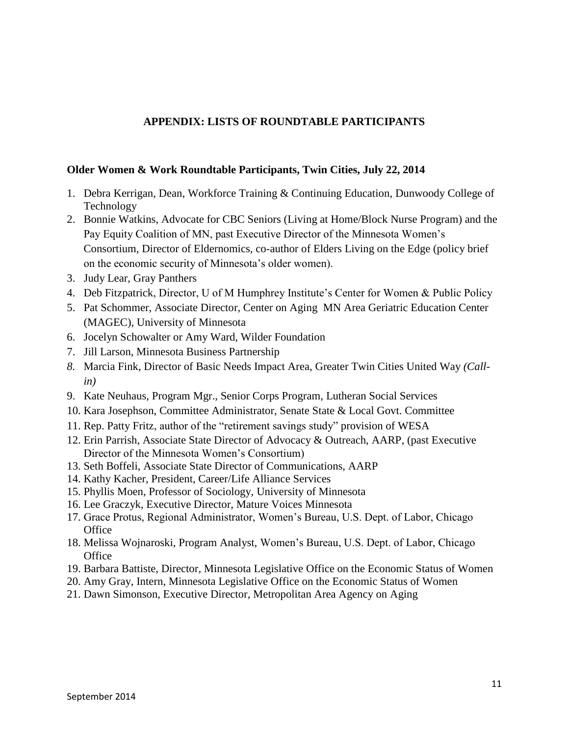## APPENDIX: LISTS OF ROUNDTABLE PARTICIPANTS

### Older Women & Work Roundtable Participants, Twin Cities, July 22, 2014

1. Debra Kerrigan, Dean, Workforce Training & Continuing Education, Dunwoody College of Technology
2. Bonnie Watkins, Advocate for CBC Seniors (Living at Home/Block Nurse Program) and the Pay Equity Coalition of MN, past Executive Director of the Minnesota Women's Consortium, Director of Eldernomics, co-author of Elders Living on the Edge (policy brief on the economic security of Minnesota's older women).
3. Judy Lear, Gray Panthers
4. Deb Fitzpatrick, Director, U of M Humphrey Institute's Center for Women & Public Policy
5. Pat Schommer, Associate Director, Center on Aging MN Area Geriatric Education Center (MAGEC), University of Minnesota
6. Jocelyn Schowalter or Amy Ward, Wilder Foundation
7. Jill Larson, Minnesota Business Partnership
8. Marcia Fink, Director of Basic Needs Impact Area, Greater Twin Cities United Way *(Call-in)*
9. Kate Neuhaus, Program Mgr., Senior Corps Program, Lutheran Social Services
10. Kara Josephson, Committee Administrator, Senate State & Local Govt. Committee
11. Rep. Patty Fritz, author of the "retirement savings study" provision of WESA
12. Erin Parrish, Associate State Director of Advocacy & Outreach, AARP, (past Executive Director of the Minnesota Women's Consortium)
13. Seth Boffeli, Associate State Director of Communications, AARP
14. Kathy Kacher, President, Career/Life Alliance Services
15. Phyllis Moen, Professor of Sociology, University of Minnesota
16. Lee Graczyk, Executive Director, Mature Voices Minnesota
17. Grace Protus, Regional Administrator, Women's Bureau, U.S. Dept. of Labor, Chicago Office
18. Melissa Wojnaroski, Program Analyst, Women's Bureau, U.S. Dept. of Labor, Chicago Office
19. Barbara Battiste, Director, Minnesota Legislative Office on the Economic Status of Women
20. Amy Gray, Intern, Minnesota Legislative Office on the Economic Status of Women
21. Dawn Simonson, Executive Director, Metropolitan Area Agency on Aging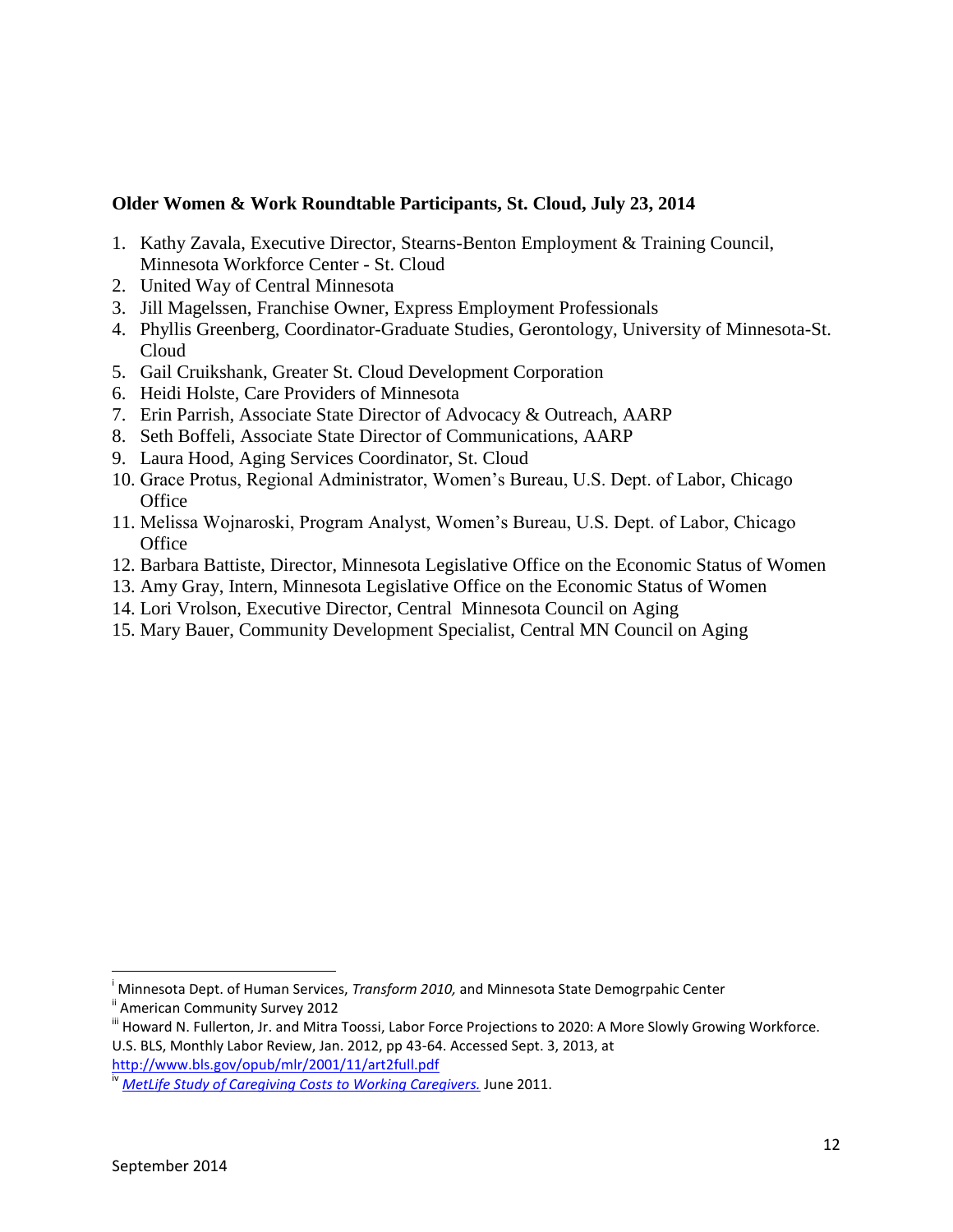**Older Women & Work Roundtable Participants, St. Cloud, July 23, 2014**

1. Kathy Zavala, Executive Director, Stearns-Benton Employment & Training Council, Minnesota Workforce Center - St. Cloud
2. United Way of Central Minnesota
3. Jill Magelssen, Franchise Owner, Express Employment Professionals
4. Phyllis Greenberg, Coordinator-Graduate Studies, Gerontology, University of Minnesota-St. Cloud
5. Gail Cruikshank, Greater St. Cloud Development Corporation
6. Heidi Holste, Care Providers of Minnesota
7. Erin Parrish, Associate State Director of Advocacy & Outreach, AARP
8. Seth Boffeli, Associate State Director of Communications, AARP
9. Laura Hood, Aging Services Coordinator, St. Cloud
10. Grace Protus, Regional Administrator, Women's Bureau, U.S. Dept. of Labor, Chicago Office
11. Melissa Wojnaroski, Program Analyst, Women's Bureau, U.S. Dept. of Labor, Chicago Office
12. Barbara Battiste, Director, Minnesota Legislative Office on the Economic Status of Women
13. Amy Gray, Intern, Minnesota Legislative Office on the Economic Status of Women
14. Lori Vrolson, Executive Director, Central Minnesota Council on Aging
15. Mary Bauer, Community Development Specialist, Central MN Council on Aging

---

[i] Minnesota Dept. of Human Services, *Transform 2010,* and Minnesota State Demogrpahic Center

[ii] American Community Survey 2012

[iii] Howard N. Fullerton, Jr. and Mitra Toossi, Labor Force Projections to 2020: A More Slowly Growing Workforce. U.S. BLS, Monthly Labor Review, Jan. 2012, pp 43-64. Accessed Sept. 3, 2013, at http://www.bls.gov/opub/mlr/2001/11/art2full.pdf

[iv] *MetLife Study of Caregiving Costs to Working Caregivers.* June 2011.

September 2014